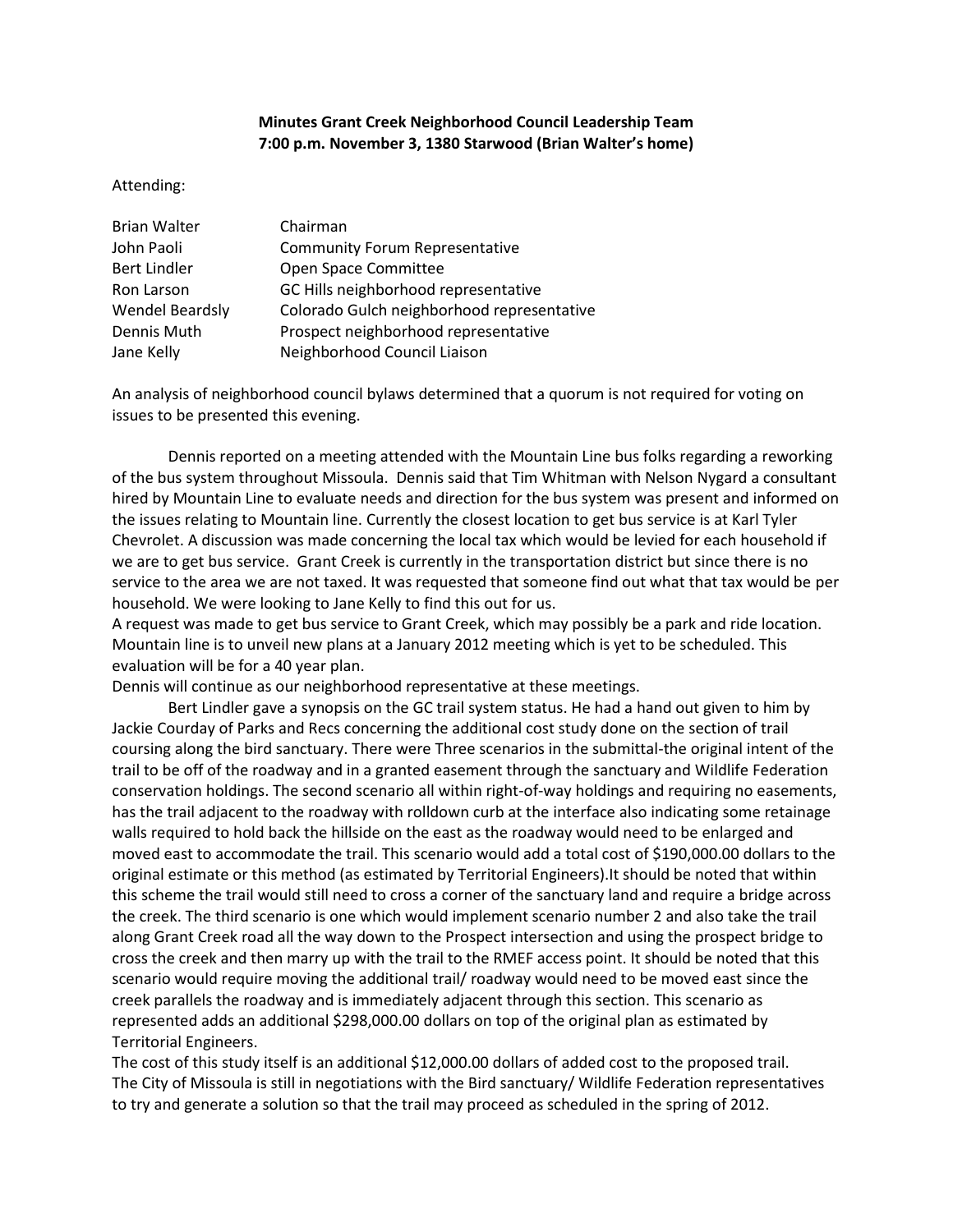**Minutes Grant Creek Neighborhood Council Leadership Team**
**7:00 p.m. November 3, 1380 Starwood (Brian Walter's home)**

Attending:

| | |
|---|---|
| Brian Walter | Chairman |
| John Paoli | Community Forum Representative |
| Bert Lindler | Open Space Committee |
| Ron Larson | GC Hills neighborhood representative |
| Wendel Beardsly | Colorado Gulch neighborhood representative |
| Dennis Muth | Prospect neighborhood representative |
| Jane Kelly | Neighborhood Council Liaison |

An analysis of neighborhood council bylaws determined that a quorum is not required for voting on issues to be presented this evening.

Dennis reported on a meeting attended with the Mountain Line bus folks regarding a reworking of the bus system throughout Missoula. Dennis said that Tim Whitman with Nelson Nygard a consultant hired by Mountain Line to evaluate needs and direction for the bus system was present and informed on the issues relating to Mountain line. Currently the closest location to get bus service is at Karl Tyler Chevrolet. A discussion was made concerning the local tax which would be levied for each household if we are to get bus service. Grant Creek is currently in the transportation district but since there is no service to the area we are not taxed. It was requested that someone find out what that tax would be per household. We were looking to Jane Kelly to find this out for us.
A request was made to get bus service to Grant Creek, which may possibly be a park and ride location. Mountain line is to unveil new plans at a January 2012 meeting which is yet to be scheduled. This evaluation will be for a 40 year plan.
Dennis will continue as our neighborhood representative at these meetings.

Bert Lindler gave a synopsis on the GC trail system status. He had a hand out given to him by Jackie Courday of Parks and Recs concerning the additional cost study done on the section of trail coursing along the bird sanctuary. There were Three scenarios in the submittal-the original intent of the trail to be off of the roadway and in a granted easement through the sanctuary and Wildlife Federation conservation holdings. The second scenario all within right-of-way holdings and requiring no easements, has the trail adjacent to the roadway with rolldown curb at the interface also indicating some retainage walls required to hold back the hillside on the east as the roadway would need to be enlarged and moved east to accommodate the trail. This scenario would add a total cost of $190,000.00 dollars to the original estimate or this method (as estimated by Territorial Engineers).It should be noted that within this scheme the trail would still need to cross a corner of the sanctuary land and require a bridge across the creek. The third scenario is one which would implement scenario number 2 and also take the trail along Grant Creek road all the way down to the Prospect intersection and using the prospect bridge to cross the creek and then marry up with the trail to the RMEF access point. It should be noted that this scenario would require moving the additional trail/ roadway would need to be moved east since the creek parallels the roadway and is immediately adjacent through this section. This scenario as represented adds an additional $298,000.00 dollars on top of the original plan as estimated by Territorial Engineers.
The cost of this study itself is an additional $12,000.00 dollars of added cost to the proposed trail.
The City of Missoula is still in negotiations with the Bird sanctuary/ Wildlife Federation representatives to try and generate a solution so that the trail may proceed as scheduled in the spring of 2012.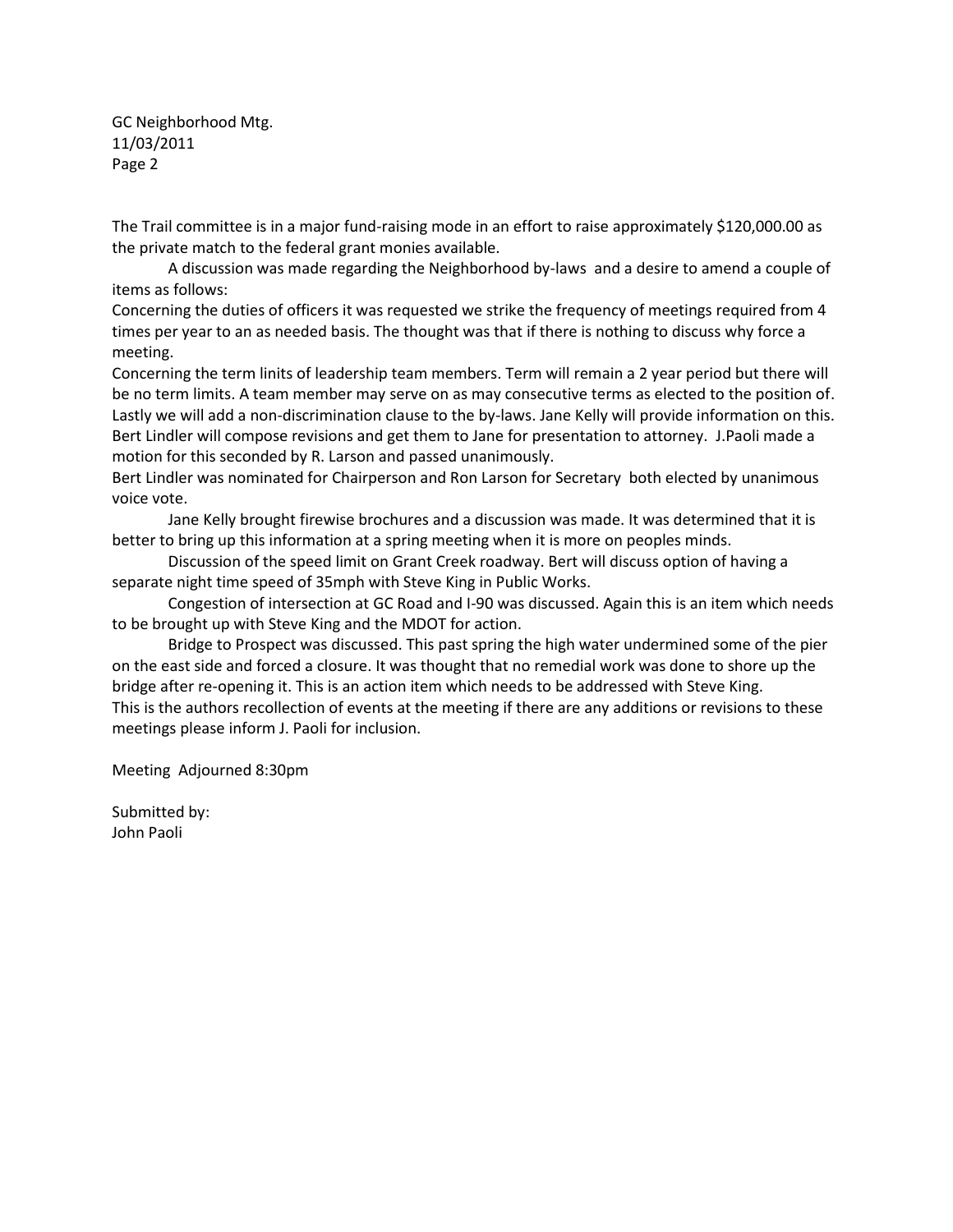The Trail committee is in a major fund-raising mode in an effort to raise approximately $120,000.00 as the private match to the federal grant monies available.

A discussion was made regarding the Neighborhood by-laws and a desire to amend a couple of items as follows:

Concerning the duties of officers it was requested we strike the frequency of meetings required from 4 times per year to an as needed basis. The thought was that if there is nothing to discuss why force a meeting.

Concerning the term linits of leadership team members. Term will remain a 2 year period but there will be no term limits. A team member may serve on as may consecutive terms as elected to the position of.

Lastly we will add a non-discrimination clause to the by-laws. Jane Kelly will provide information on this. Bert Lindler will compose revisions and get them to Jane for presentation to attorney. J.Paoli made a motion for this seconded by R. Larson and passed unanimously.

Bert Lindler was nominated for Chairperson and Ron Larson for Secretary both elected by unanimous voice vote.

Jane Kelly brought firewise brochures and a discussion was made. It was determined that it is better to bring up this information at a spring meeting when it is more on peoples minds.

Discussion of the speed limit on Grant Creek roadway. Bert will discuss option of having a separate night time speed of 35mph with Steve King in Public Works.

Congestion of intersection at GC Road and I-90 was discussed. Again this is an item which needs to be brought up with Steve King and the MDOT for action.

Bridge to Prospect was discussed. This past spring the high water undermined some of the pier on the east side and forced a closure. It was thought that no remedial work was done to shore up the bridge after re-opening it. This is an action item which needs to be addressed with Steve King.

This is the authors recollection of events at the meeting if there are any additions or revisions to these meetings please inform J. Paoli for inclusion.

Meeting Adjourned 8:30pm

Submitted by:
John Paoli